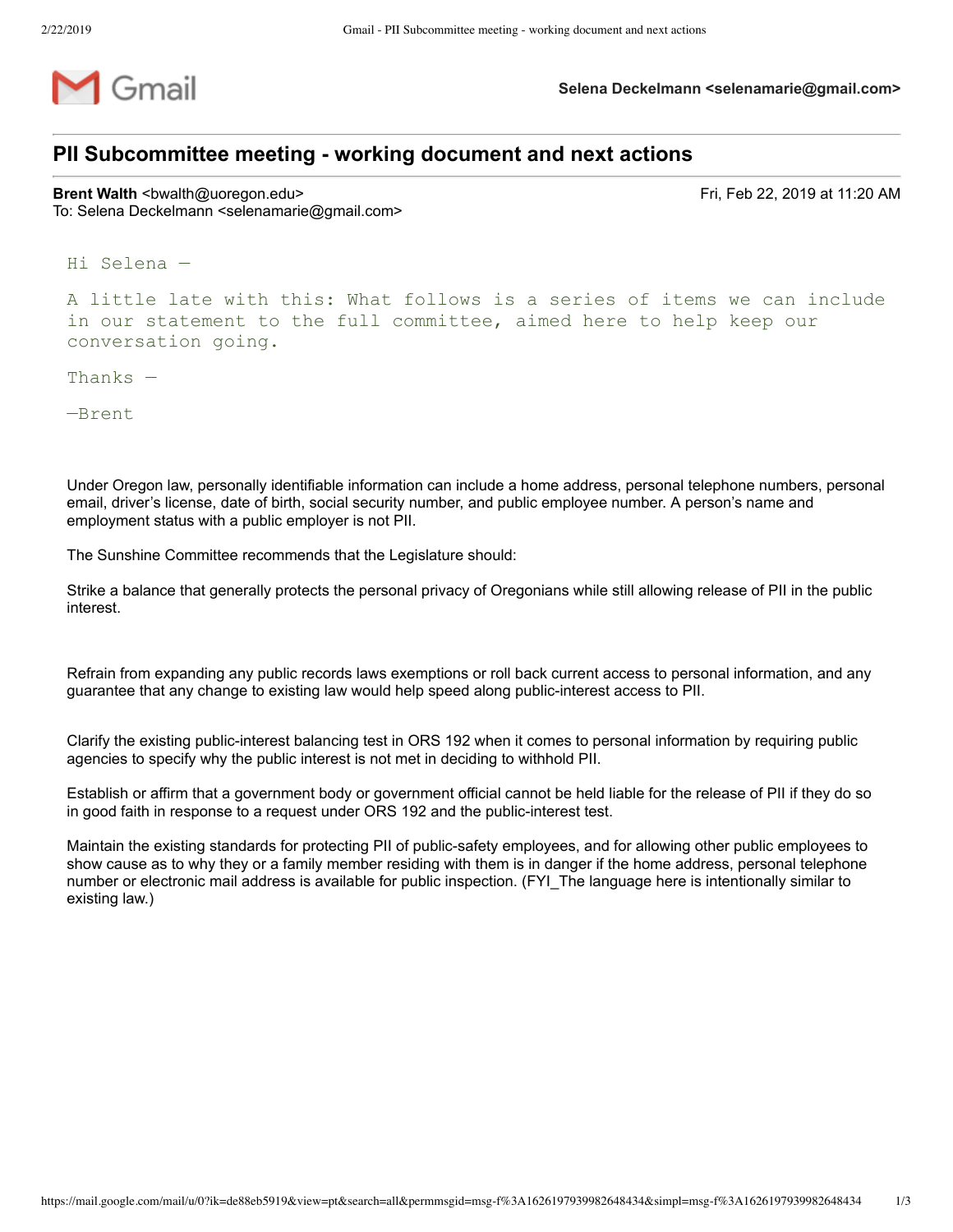Gmail **Selena Deckelmann <selenamarie@gmail.com>**

---

# PII Subcommittee meeting - working document and next actions

---

**Brent Walth** <bwalth@uoregon.edu> Fri, Feb 22, 2019 at 11:20 AM
To: Selena Deckelmann <selenamarie@gmail.com>

Hi Selena —

A little late with this: What follows is a series of items we can include in our statement to the full committee, aimed here to help keep our conversation going.

Thanks —

—Brent

Under Oregon law, personally identifiable information can include a home address, personal telephone numbers, personal email, driver's license, date of birth, social security number, and public employee number. A person's name and employment status with a public employer is not PII.

The Sunshine Committee recommends that the Legislature should:

Strike a balance that generally protects the personal privacy of Oregonians while still allowing release of PII in the public interest.

Refrain from expanding any public records laws exemptions or roll back current access to personal information, and any guarantee that any change to existing law would help speed along public-interest access to PII.

Clarify the existing public-interest balancing test in ORS 192 when it comes to personal information by requiring public agencies to specify why the public interest is not met in deciding to withhold PII.

Establish or affirm that a government body or government official cannot be held liable for the release of PII if they do so in good faith in response to a request under ORS 192 and the public-interest test.

Maintain the existing standards for protecting PII of public-safety employees, and for allowing other public employees to show cause as to why they or a family member residing with them is in danger if the home address, personal telephone number or electronic mail address is available for public inspection. (FYI_The language here is intentionally similar to existing law.)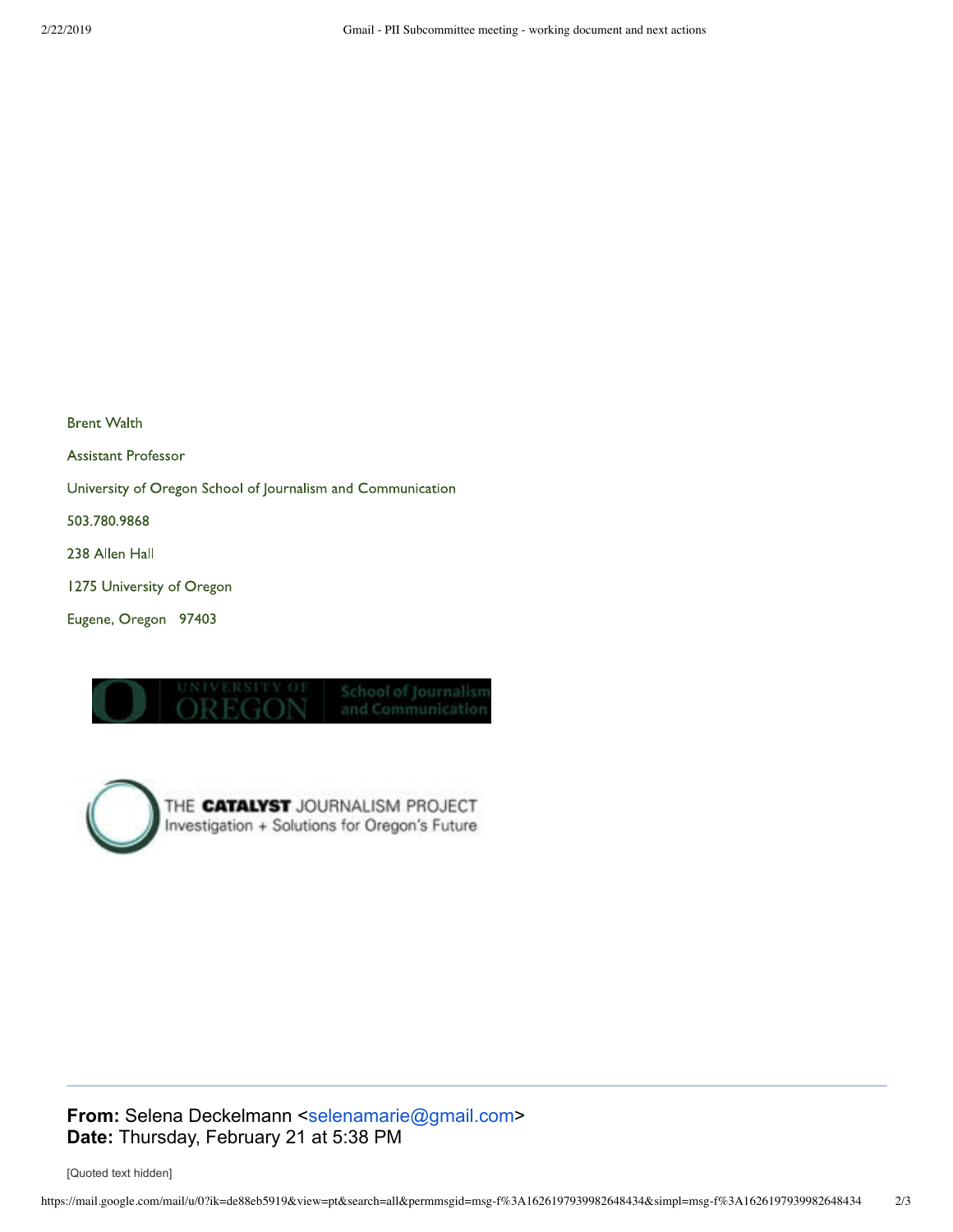Brent Walth

Assistant Professor

University of Oregon School of Journalism and Communication

503.780.9868

238 Allen Hall

1275 University of Oregon

Eugene, Oregon 97403

UNIVERSITY OF OREGON School of Journalism and Communication

THE **CATALYST** JOURNALISM PROJECT
Investigation + Solutions for Oregon's Future

---

**From:** Selena Deckelmann <selenamarie@gmail.com>
**Date:** Thursday, February 21 at 5:38 PM

[Quoted text hidden]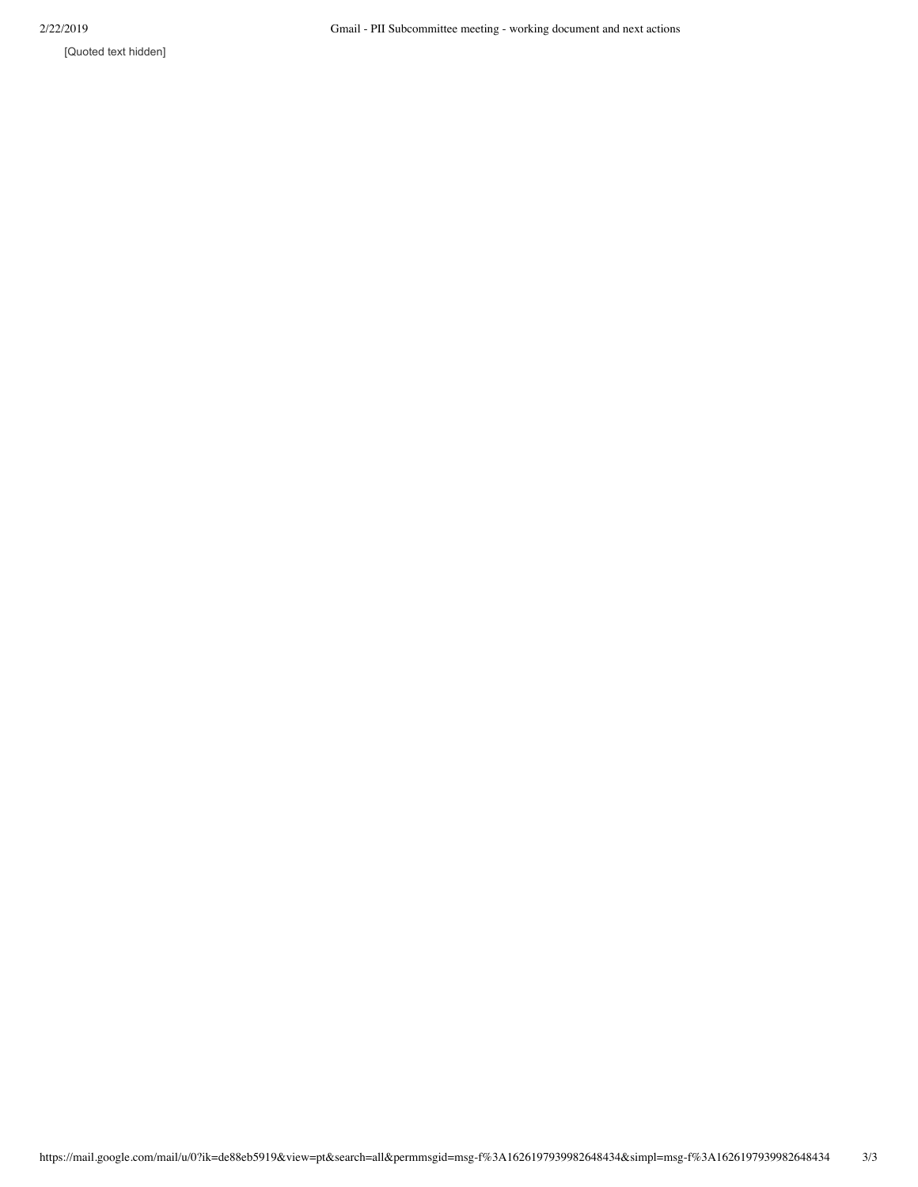[Quoted text hidden]